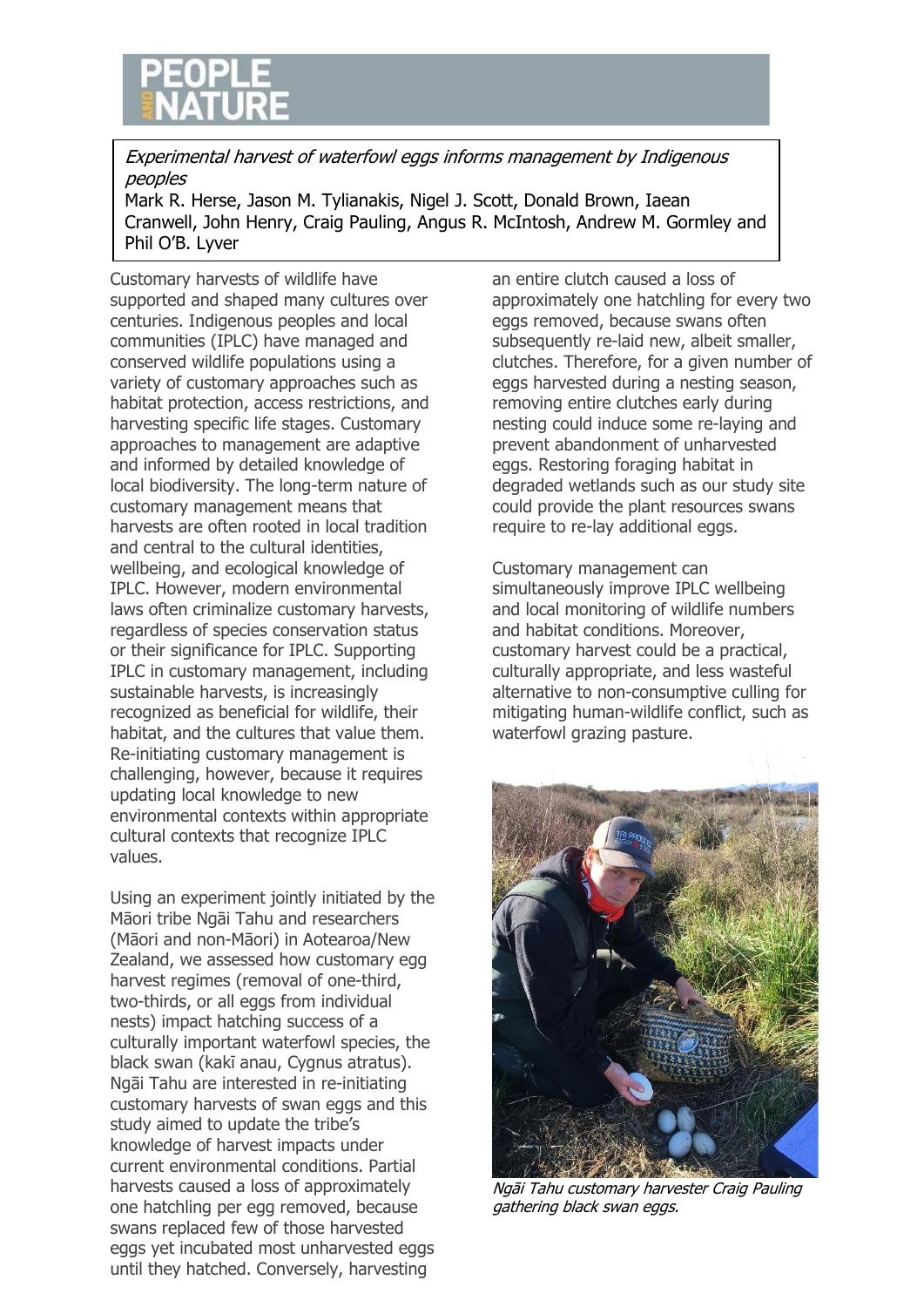# PEOPLE AND NATURE

*Experimental harvest of waterfowl eggs informs management by Indigenous peoples*

Mark R. Herse, Jason M. Tylianakis, Nigel J. Scott, Donald Brown, Iaean Cranwell, John Henry, Craig Pauling, Angus R. McIntosh, Andrew M. Gormley and Phil O'B. Lyver

Customary harvests of wildlife have supported and shaped many cultures over centuries. Indigenous peoples and local communities (IPLC) have managed and conserved wildlife populations using a variety of customary approaches such as habitat protection, access restrictions, and harvesting specific life stages. Customary approaches to management are adaptive and informed by detailed knowledge of local biodiversity. The long-term nature of customary management means that harvests are often rooted in local tradition and central to the cultural identities, wellbeing, and ecological knowledge of IPLC. However, modern environmental laws often criminalize customary harvests, regardless of species conservation status or their significance for IPLC. Supporting IPLC in customary management, including sustainable harvests, is increasingly recognized as beneficial for wildlife, their habitat, and the cultures that value them. Re-initiating customary management is challenging, however, because it requires updating local knowledge to new environmental contexts within appropriate cultural contexts that recognize IPLC values.

Using an experiment jointly initiated by the Māori tribe Ngāi Tahu and researchers (Māori and non-Māori) in Aotearoa/New Zealand, we assessed how customary egg harvest regimes (removal of one-third, two-thirds, or all eggs from individual nests) impact hatching success of a culturally important waterfowl species, the black swan (kakī anau, Cygnus atratus). Ngāi Tahu are interested in re-initiating customary harvests of swan eggs and this study aimed to update the tribe's knowledge of harvest impacts under current environmental conditions. Partial harvests caused a loss of approximately one hatchling per egg removed, because swans replaced few of those harvested eggs yet incubated most unharvested eggs until they hatched. Conversely, harvesting an entire clutch caused a loss of approximately one hatchling for every two eggs removed, because swans often subsequently re-laid new, albeit smaller, clutches. Therefore, for a given number of eggs harvested during a nesting season, removing entire clutches early during nesting could induce some re-laying and prevent abandonment of unharvested eggs. Restoring foraging habitat in degraded wetlands such as our study site could provide the plant resources swans require to re-lay additional eggs.

Customary management can simultaneously improve IPLC wellbeing and local monitoring of wildlife numbers and habitat conditions. Moreover, customary harvest could be a practical, culturally appropriate, and less wasteful alternative to non-consumptive culling for mitigating human-wildlife conflict, such as waterfowl grazing pasture.

*Ngāi Tahu customary harvester Craig Pauling gathering black swan eggs.*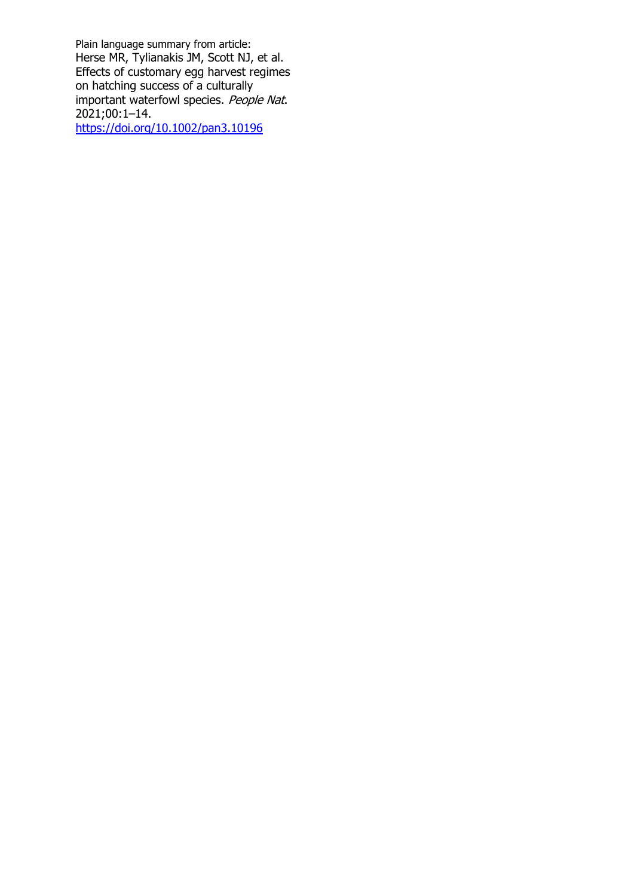Plain language summary from article:
Herse MR, Tylianakis JM, Scott NJ, et al. Effects of customary egg harvest regimes on hatching success of a culturally important waterfowl species. *People Nat*. 2021;00:1–14.
https://doi.org/10.1002/pan3.10196